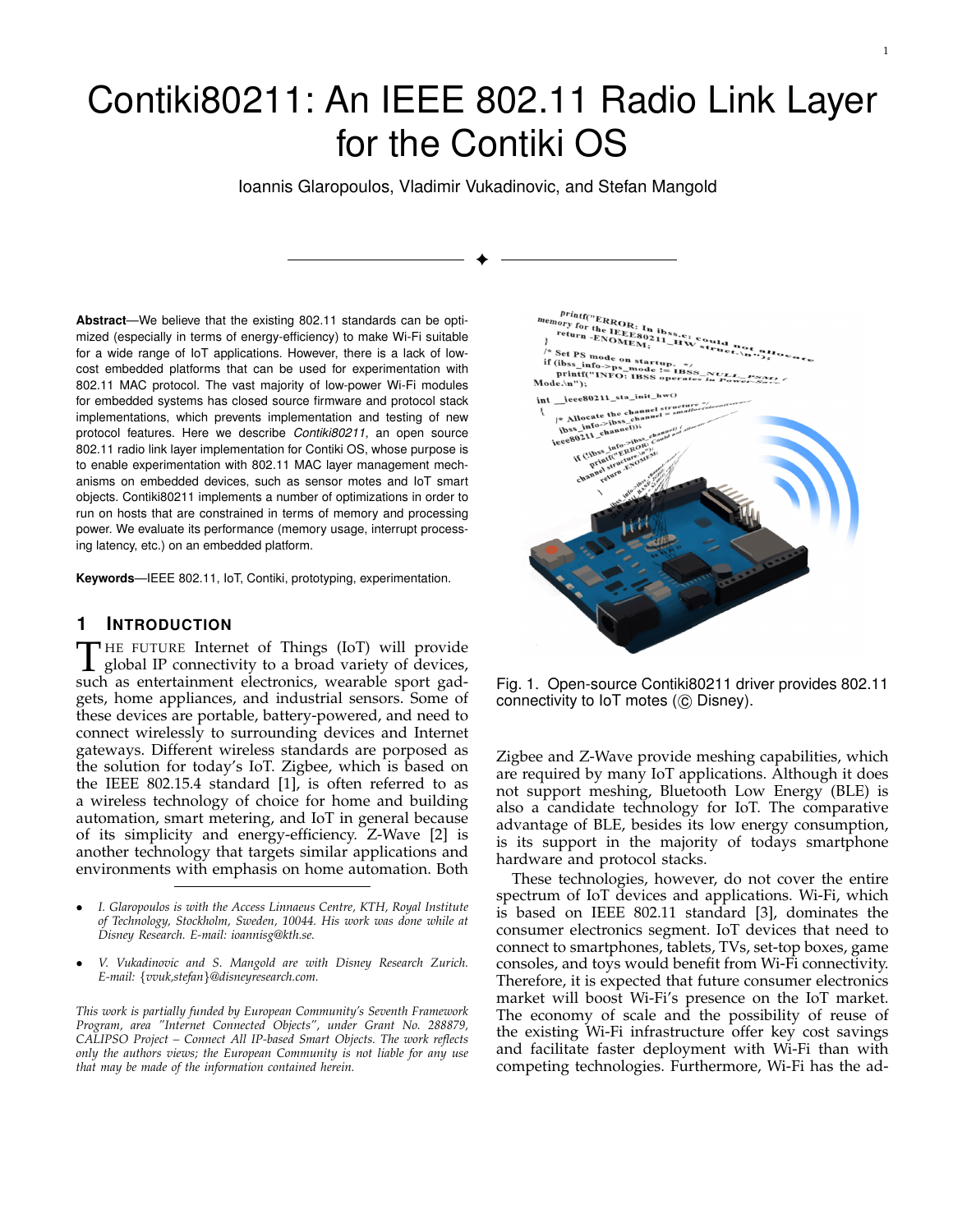# Contiki80211: An IEEE 802.11 Radio Link Layer for the Contiki OS

Ioannis Glaropoulos, Vladimir Vukadinovic, and Stefan Mangold

**Abstract**—We believe that the existing 802.11 standards can be optimized (especially in terms of energy-efficiency) to make Wi-Fi suitable for a wide range of IoT applications. However, there is a lack of low-cost embedded platforms that can be used for experimentation with 802.11 MAC protocol. The vast majority of low-power Wi-Fi modules for embedded systems has closed source firmware and protocol stack implementations, which prevents implementation and testing of new protocol features. Here we describe *Contiki80211*, an open source 802.11 radio link layer implementation for Contiki OS, whose purpose is to enable experimentation with 802.11 MAC layer management mechanisms on embedded devices, such as sensor motes and IoT smart objects. Contiki80211 implements a number of optimizations in order to run on hosts that are constrained in terms of memory and processing power. We evaluate its performance (memory usage, interrupt processing latency, etc.) on an embedded platform.

**Keywords**—IEEE 802.11, IoT, Contiki, prototyping, experimentation.

## 1 Introduction

The future Internet of Things (IoT) will provide global IP connectivity to a broad variety of devices, such as entertainment electronics, wearable sport gadgets, home appliances, and industrial sensors. Some of these devices are portable, battery-powered, and need to connect wirelessly to surrounding devices and Internet gateways. Different wireless standards are porposed as the solution for today's IoT. Zigbee, which is based on the IEEE 802.15.4 standard [1], is often referred to as a wireless technology of choice for home and building automation, smart metering, and IoT in general because of its simplicity and energy-efficiency. Z-Wave [2] is another technology that targets similar applications and environments with emphasis on home automation. Both Zigbee and Z-Wave provide meshing capabilities, which are required by many IoT applications. Although it does not support meshing, Bluetooth Low Energy (BLE) is also a candidate technology for IoT. The comparative advantage of BLE, besides its low energy consumption, is its support in the majority of todays smartphone hardware and protocol stacks.

- *I. Glaropoulos is with the Access Linnaeus Centre, KTH, Royal Institute of Technology, Stockholm, Sweden, 10044. His work was done while at Disney Research. E-mail: ioannisg@kth.se.*
- *V. Vukadinovic and S. Mangold are with Disney Research Zurich. E-mail: {vvuk,stefan}@disneyresearch.com.*

*This work is partially funded by European Community's Seventh Framework Program, area "Internet Connected Objects", under Grant No. 288879, CALIPSO Project – Connect All IP-based Smart Objects. The work reflects only the authors views; the European Community is not liable for any use that may be made of the information contained herein.*

Fig. 1. Open-source Contiki80211 driver provides 802.11 connectivity to IoT motes (© Disney).

These technologies, however, do not cover the entire spectrum of IoT devices and applications. Wi-Fi, which is based on IEEE 802.11 standard [3], dominates the consumer electronics segment. IoT devices that need to connect to smartphones, tablets, TVs, set-top boxes, game consoles, and toys would benefit from Wi-Fi connectivity. Therefore, it is expected that future consumer electronics market will boost Wi-Fi's presence on the IoT market. The economy of scale and the possibility of reuse of the existing Wi-Fi infrastructure offer key cost savings and facilitate faster deployment with Wi-Fi than with competing technologies. Furthermore, Wi-Fi has the ad-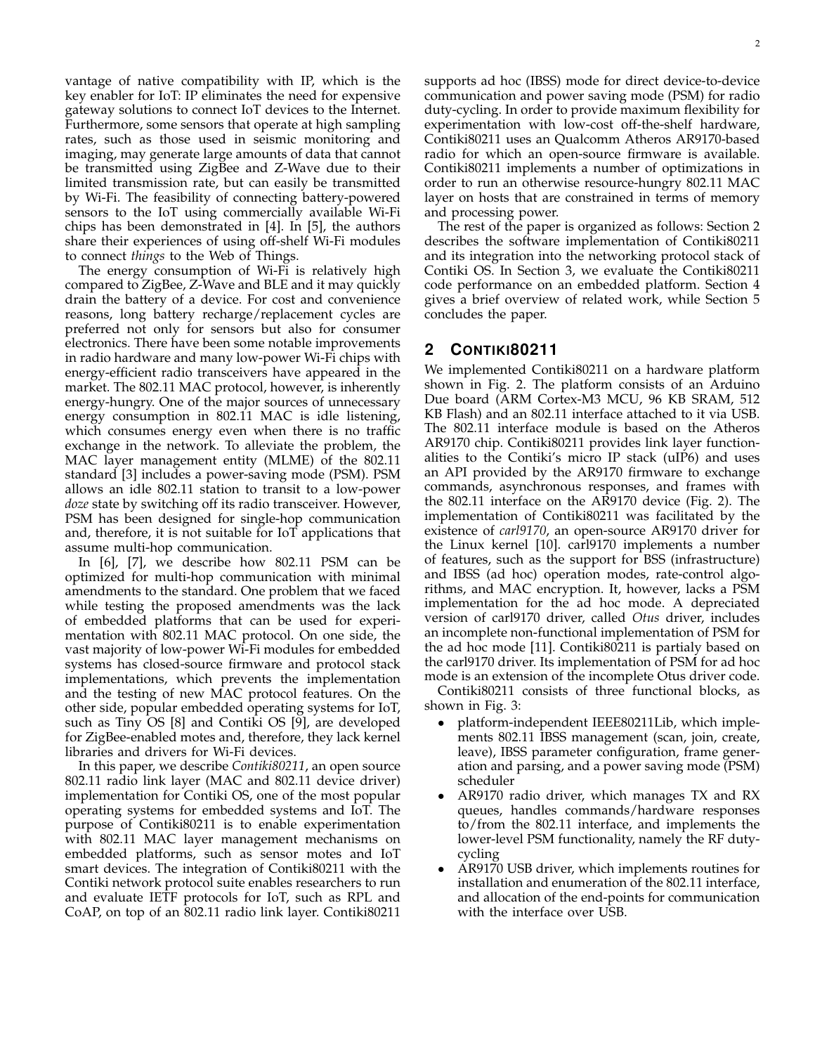vantage of native compatibility with IP, which is the key enabler for IoT: IP eliminates the need for expensive gateway solutions to connect IoT devices to the Internet. Furthermore, some sensors that operate at high sampling rates, such as those used in seismic monitoring and imaging, may generate large amounts of data that cannot be transmitted using ZigBee and Z-Wave due to their limited transmission rate, but can easily be transmitted by Wi-Fi. The feasibility of connecting battery-powered sensors to the IoT using commercially available Wi-Fi chips has been demonstrated in [4]. In [5], the authors share their experiences of using off-shelf Wi-Fi modules to connect *things* to the Web of Things.

The energy consumption of Wi-Fi is relatively high compared to ZigBee, Z-Wave and BLE and it may quickly drain the battery of a device. For cost and convenience reasons, long battery recharge/replacement cycles are preferred not only for sensors but also for consumer electronics. There have been some notable improvements in radio hardware and many low-power Wi-Fi chips with energy-efficient radio transceivers have appeared in the market. The 802.11 MAC protocol, however, is inherently energy-hungry. One of the major sources of unnecessary energy consumption in 802.11 MAC is idle listening, which consumes energy even when there is no traffic exchange in the network. To alleviate the problem, the MAC layer management entity (MLME) of the 802.11 standard [3] includes a power-saving mode (PSM). PSM allows an idle 802.11 station to transit to a low-power *doze* state by switching off its radio transceiver. However, PSM has been designed for single-hop communication and, therefore, it is not suitable for IoT applications that assume multi-hop communication.

In [6], [7], we describe how 802.11 PSM can be optimized for multi-hop communication with minimal amendments to the standard. One problem that we faced while testing the proposed amendments was the lack of embedded platforms that can be used for experimentation with 802.11 MAC protocol. On one side, the vast majority of low-power Wi-Fi modules for embedded systems has closed-source firmware and protocol stack implementations, which prevents the implementation and the testing of new MAC protocol features. On the other side, popular embedded operating systems for IoT, such as Tiny OS [8] and Contiki OS [9], are developed for ZigBee-enabled motes and, therefore, they lack kernel libraries and drivers for Wi-Fi devices.

In this paper, we describe *Contiki80211*, an open source 802.11 radio link layer (MAC and 802.11 device driver) implementation for Contiki OS, one of the most popular operating systems for embedded systems and IoT. The purpose of Contiki80211 is to enable experimentation with 802.11 MAC layer management mechanisms on embedded platforms, such as sensor motes and IoT smart devices. The integration of Contiki80211 with the Contiki network protocol suite enables researchers to run and evaluate IETF protocols for IoT, such as RPL and CoAP, on top of an 802.11 radio link layer. Contiki80211 supports ad hoc (IBSS) mode for direct device-to-device communication and power saving mode (PSM) for radio duty-cycling. In order to provide maximum flexibility for experimentation with low-cost off-the-shelf hardware, Contiki80211 uses an Qualcomm Atheros AR9170-based radio for which an open-source firmware is available. Contiki80211 implements a number of optimizations in order to run an otherwise resource-hungry 802.11 MAC layer on hosts that are constrained in terms of memory and processing power.

The rest of the paper is organized as follows: Section 2 describes the software implementation of Contiki80211 and its integration into the networking protocol stack of Contiki OS. In Section 3, we evaluate the Contiki80211 code performance on an embedded platform. Section 4 gives a brief overview of related work, while Section 5 concludes the paper.

## 2 Contiki80211

We implemented Contiki80211 on a hardware platform shown in Fig. 2. The platform consists of an Arduino Due board (ARM Cortex-M3 MCU, 96 KB SRAM, 512 KB Flash) and an 802.11 interface attached to it via USB. The 802.11 interface module is based on the Atheros AR9170 chip. Contiki80211 provides link layer functionalities to the Contiki's micro IP stack (uIP6) and uses an API provided by the AR9170 firmware to exchange commands, asynchronous responses, and frames with the 802.11 interface on the AR9170 device (Fig. 2). The implementation of Contiki80211 was facilitated by the existence of *carl9170*, an open-source AR9170 driver for the Linux kernel [10]. carl9170 implements a number of features, such as the support for BSS (infrastructure) and IBSS (ad hoc) operation modes, rate-control algorithms, and MAC encryption. It, however, lacks a PSM implementation for the ad hoc mode. A depreciated version of carl9170 driver, called *Otus* driver, includes an incomplete non-functional implementation of PSM for the ad hoc mode [11]. Contiki80211 is partialy based on the carl9170 driver. Its implementation of PSM for ad hoc mode is an extension of the incomplete Otus driver code.

Contiki80211 consists of three functional blocks, as shown in Fig. 3:

- platform-independent IEEE80211Lib, which implements 802.11 IBSS management (scan, join, create, leave), IBSS parameter configuration, frame generation and parsing, and a power saving mode (PSM) scheduler
- AR9170 radio driver, which manages TX and RX queues, handles commands/hardware responses to/from the 802.11 interface, and implements the lower-level PSM functionality, namely the RF duty-cycling
- AR9170 USB driver, which implements routines for installation and enumeration of the 802.11 interface, and allocation of the end-points for communication with the interface over USB.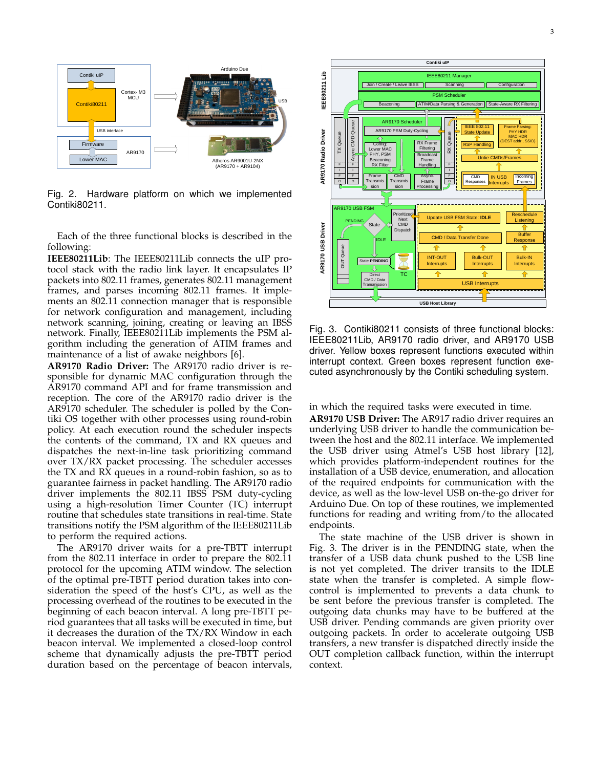Fig. 2. Hardware platform on which we implemented Contiki80211.

Each of the three functional blocks is described in the following:

**IEEE80211Lib**: The IEEE80211Lib connects the uIP protocol stack with the radio link layer. It encapsulates IP packets into 802.11 frames, generates 802.11 management frames, and parses incoming 802.11 frames. It implements an 802.11 connection manager that is responsible for network configuration and management, including network scanning, joining, creating or leaving an IBSS network. Finally, IEEE80211Lib implements the PSM algorithm including the generation of ATIM frames and maintenance of a list of awake neighbors [6].

**AR9170 Radio Driver:** The AR9170 radio driver is responsible for dynamic MAC configuration through the AR9170 command API and for frame transmission and reception. The core of the AR9170 radio driver is the AR9170 scheduler. The scheduler is polled by the Contiki OS together with other processes using round-robin policy. At each execution round the scheduler inspects the contents of the command, TX and RX queues and dispatches the next-in-line task prioritizing command over TX/RX packet processing. The scheduler accesses the TX and RX queues in a round-robin fashion, so as to guarantee fairness in packet handling. The AR9170 radio driver implements the 802.11 IBSS PSM duty-cycling using a high-resolution Timer Counter (TC) interrupt routine that schedules state transitions in real-time. State transitions notify the PSM algorithm of the IEEE80211Lib to perform the required actions.

The AR9170 driver waits for a pre-TBTT interrupt from the 802.11 interface in order to prepare the 802.11 protocol for the upcoming ATIM window. The selection of the optimal pre-TBTT period duration takes into consideration the speed of the host's CPU, as well as the processing overhead of the routines to be executed in the beginning of each beacon interval. A long pre-TBTT period guarantees that all tasks will be executed in time, but it decreases the duration of the TX/RX Window in each beacon interval. We implemented a closed-loop control scheme that dynamically adjusts the pre-TBTT period duration based on the percentage of beacon intervals,

Fig. 3. Contiki80211 consists of three functional blocks: IEEE80211Lib, AR9170 radio driver, and AR9170 USB driver. Yellow boxes represent functions executed within interrupt context. Green boxes represent function executed asynchronously by the Contiki scheduling system.

in which the required tasks were executed in time.

**AR9170 USB Driver:** The AR917 radio driver requires an underlying USB driver to handle the communication between the host and the 802.11 interface. We implemented the USB driver using Atmel's USB host library [12], which provides platform-independent routines for the installation of a USB device, enumeration, and allocation of the required endpoints for communication with the device, as well as the low-level USB on-the-go driver for Arduino Due. On top of these routines, we implemented functions for reading and writing from/to the allocated endpoints.

The state machine of the USB driver is shown in Fig. 3. The driver is in the PENDING state, when the transfer of a USB data chunk pushed to the USB line is not yet completed. The driver transits to the IDLE state when the transfer is completed. A simple flow-control is implemented to prevents a data chunk to be sent before the previous transfer is completed. The outgoing data chunks may have to be buffered at the USB driver. Pending commands are given priority over outgoing packets. In order to accelerate outgoing USB transfers, a new transfer is dispatched directly inside the OUT completion callback function, within the interrupt context.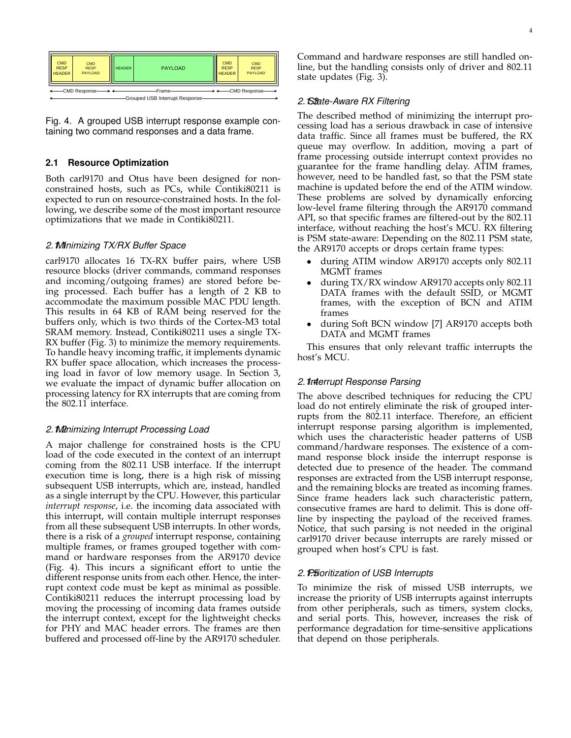| CMD RESP HEADER | CMD RESP PAYLOAD | HEADER | PAYLOAD | CMD RESP HEADER | CMD RESP PAYLOAD |
|---|---|---|---|---|---|
| CMD Response | | Frame | | CMD Response | |
| Grouped USB Interrupt Response | | | | | |

Fig. 4. A grouped USB interrupt response example containing two command responses and a data frame.

### 2.1 Resource Optimization

Both carl9170 and Otus have been designed for non-constrained hosts, such as PCs, while Contiki80211 is expected to run on resource-constrained hosts. In the following, we describe some of the most important resource optimizations that we made in Contiki80211.

#### 2.1.1 Minimizing TX/RX Buffer Space

carl9170 allocates 16 TX-RX buffer pairs, where USB resource blocks (driver commands, command responses and incoming/outgoing frames) are stored before being processed. Each buffer has a length of 2 KB to accommodate the maximum possible MAC PDU length. This results in 64 KB of RAM being reserved for the buffers only, which is two thirds of the Cortex-M3 total SRAM memory. Instead, Contiki80211 uses a single TX-RX buffer (Fig. 3) to minimize the memory requirements. To handle heavy incoming traffic, it implements dynamic RX buffer space allocation, which increases the processing load in favor of low memory usage. In Section 3, we evaluate the impact of dynamic buffer allocation on processing latency for RX interrupts that are coming from the 802.11 interface.

#### 2.1.2 Minimizing Interrupt Processing Load

A major challenge for constrained hosts is the CPU load of the code executed in the context of an interrupt coming from the 802.11 USB interface. If the interrupt execution time is long, there is a high risk of missing subsequent USB interrupts, which are, instead, handled as a single interrupt by the CPU. However, this particular *interrupt response*, i.e. the incoming data associated with this interrupt, will contain multiple interrupt responses from all these subsequent USB interrupts. In other words, there is a risk of a *grouped* interrupt response, containing multiple frames, or frames grouped together with command or hardware responses from the AR9170 device (Fig. 4). This incurs a significant effort to untie the different response units from each other. Hence, the interrupt context code must be kept as minimal as possible. Contiki80211 reduces the interrupt processing load by moving the processing of incoming data frames outside the interrupt context, except for the lightweight checks for PHY and MAC header errors. The frames are then buffered and processed off-line by the AR9170 scheduler. Command and hardware responses are still handled on-line, but the handling consists only of driver and 802.11 state updates (Fig. 3).

#### 2.1.3 State-Aware RX Filtering

The described method of minimizing the interrupt processing load has a serious drawback in case of intensive data traffic. Since all frames must be buffered, the RX queue may overflow. In addition, moving a part of frame processing outside interrupt context provides no guarantee for the frame handling delay. ATIM frames, however, need to be handled fast, so that the PSM state machine is updated before the end of the ATIM window. These problems are solved by dynamically enforcing low-level frame filtering through the AR9170 command API, so that specific frames are filtered-out by the 802.11 interface, without reaching the host's MCU. RX filtering is PSM state-aware: Depending on the 802.11 PSM state, the AR9170 accepts or drops certain frame types:

- during ATIM window AR9170 accepts only 802.11 MGMT frames
- during TX/RX window AR9170 accepts only 802.11 DATA frames with the default SSID, or MGMT frames, with the exception of BCN and ATIM frames
- during Soft BCN window [7] AR9170 accepts both DATA and MGMT frames

This ensures that only relevant traffic interrupts the host's MCU.

#### 2.1.4 Interrupt Response Parsing

The above described techniques for reducing the CPU load do not entirely eliminate the risk of grouped interrupts from the 802.11 interface. Therefore, an efficient interrupt response parsing algorithm is implemented, which uses the characteristic header patterns of USB command/hardware responses. The existence of a command response block inside the interrupt response is detected due to presence of the header. The command responses are extracted from the USB interrupt response, and the remaining blocks are treated as incoming frames. Since frame headers lack such characteristic pattern, consecutive frames are hard to delimit. This is done off-line by inspecting the payload of the received frames. Notice, that such parsing is not needed in the original carl9170 driver because interrupts are rarely missed or grouped when host's CPU is fast.

#### 2.1.5 Prioritization of USB Interrupts

To minimize the risk of missed USB interrupts, we increase the priority of USB interrupts against interrupts from other peripherals, such as timers, system clocks, and serial ports. This, however, increases the risk of performance degradation for time-sensitive applications that depend on those peripherals.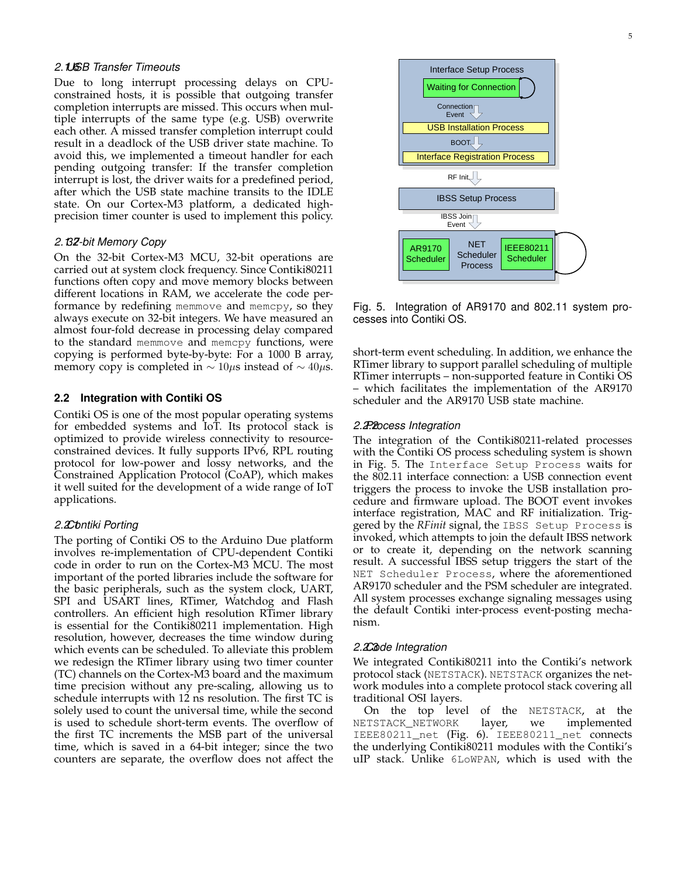### 2.1.6 USB Transfer Timeouts

Due to long interrupt processing delays on CPU-constrained hosts, it is possible that outgoing transfer completion interrupts are missed. This occurs when multiple interrupts of the same type (e.g. USB) overwrite each other. A missed transfer completion interrupt could result in a deadlock of the USB driver state machine. To avoid this, we implemented a timeout handler for each pending outgoing transfer: If the transfer completion interrupt is lost, the driver waits for a predefined period, after which the USB state machine transits to the IDLE state. On our Cortex-M3 platform, a dedicated high-precision timer counter is used to implement this policy.

### 2.1.7 32-bit Memory Copy

On the 32-bit Cortex-M3 MCU, 32-bit operations are carried out at system clock frequency. Since Contiki80211 functions often copy and move memory blocks between different locations in RAM, we accelerate the code performance by redefining `memmove` and `memcpy`, so they always execute on 32-bit integers. We have measured an almost four-fold decrease in processing delay compared to the standard `memmove` and `memcpy` functions, were copying is performed byte-by-byte: For a 1000 B array, memory copy is completed in $\sim 10\mu$s instead of $\sim 40\mu$s.

## 2.2 Integration with Contiki OS

Contiki OS is one of the most popular operating systems for embedded systems and IoT. Its protocol stack is optimized to provide wireless connectivity to resource-constrained devices. It fully supports IPv6, RPL routing protocol for low-power and lossy networks, and the Constrained Application Protocol (CoAP), which makes it well suited for the development of a wide range of IoT applications.

### 2.2.1 Contiki Porting

The porting of Contiki OS to the Arduino Due platform involves re-implementation of CPU-dependent Contiki code in order to run on the Cortex-M3 MCU. The most important of the ported libraries include the software for the basic peripherals, such as the system clock, UART, SPI and USART lines, RTimer, Watchdog and Flash controllers. An efficient high resolution RTimer library is essential for the Contiki80211 implementation. High resolution, however, decreases the time window during which events can be scheduled. To alleviate this problem we redesign the RTimer library using two timer counter (TC) channels on the Cortex-M3 board and the maximum time precision without any pre-scaling, allowing us to schedule interrupts with 12 ns resolution. The first TC is solely used to count the universal time, while the second is used to schedule short-term events. The overflow of the first TC increments the MSB part of the universal time, which is saved in a 64-bit integer; since the two counters are separate, the overflow does not affect the short-term event scheduling. In addition, we enhance the RTimer library to support parallel scheduling of multiple RTimer interrupts – non-supported feature in Contiki OS – which facilitates the implementation of the AR9170 scheduler and the AR9170 USB state machine.

Fig. 5. Integration of AR9170 and 802.11 system processes into Contiki OS.

### 2.2.2 Process Integration

The integration of the Contiki80211-related processes with the Contiki OS process scheduling system is shown in Fig. 5. The `Interface Setup Process` waits for the 802.11 interface connection: a USB connection event triggers the process to invoke the USB installation procedure and firmware upload. The BOOT event invokes interface registration, MAC and RF initialization. Triggered by the *RFinit* signal, the `IBSS Setup Process` is invoked, which attempts to join the default IBSS network or to create it, depending on the network scanning result. A successful IBSS setup triggers the start of the `NET Scheduler Process`, where the aforementioned AR9170 scheduler and the PSM scheduler are integrated. All system processes exchange signaling messages using the default Contiki inter-process event-posting mechanism.

### 2.2.3 Code Integration

We integrated Contiki80211 into the Contiki's network protocol stack (`NETSTACK`). `NETSTACK` organizes the network modules into a complete protocol stack covering all traditional OSI layers.

On the top level of the `NETSTACK`, at the `NETSTACK_NETWORK` layer, we implemented `IEEE80211_net` (Fig. 6). `IEEE80211_net` connects the underlying Contiki80211 modules with the Contiki's uIP stack. Unlike `6LoWPAN`, which is used with the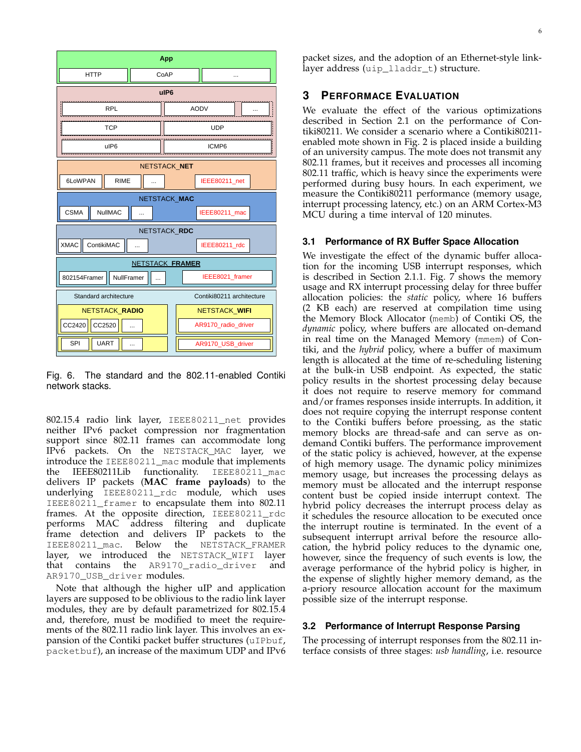Fig. 6. The standard and the 802.11-enabled Contiki network stacks.

802.15.4 radio link layer, IEEE80211_net provides neither IPv6 packet compression nor fragmentation support since 802.11 frames can accommodate long IPv6 packets. On the NETSTACK_MAC layer, we introduce the IEEE80211_mac module that implements the IEEE80211Lib functionality. IEEE80211_mac delivers IP packets (**MAC frame payloads**) to the underlying IEEE80211_rdc module, which uses IEEE80211_framer to encapsulate them into 802.11 frames. At the opposite direction, IEEE80211_rdc performs MAC address filtering and duplicate frame detection and delivers IP packets to the IEEE80211_mac. Below the NETSTACK_FRAMER layer, we introduced the NETSTACK_WIFI layer that contains the AR9170_radio_driver and AR9170_USB_driver modules.

Note that although the higher uIP and application layers are supposed to be oblivious to the radio link layer modules, they are by default parametrized for 802.15.4 and, therefore, must be modified to meet the requirements of the 802.11 radio link layer. This involves an expansion of the Contiki packet buffer structures (uIPbuf, packetbuf), an increase of the maximum UDP and IPv6 packet sizes, and the adoption of an Ethernet-style link-layer address (uip_lladdr_t) structure.

## 3 PERFORMANCE EVALUATION

We evaluate the effect of the various optimizations described in Section 2.1 on the performance of Contiki80211. We consider a scenario where a Contiki80211-enabled mote shown in Fig. 2 is placed inside a building of an university campus. The mote does not transmit any 802.11 frames, but it receives and processes all incoming 802.11 traffic, which is heavy since the experiments were performed during busy hours. In each experiment, we measure the Contiki80211 performance (memory usage, interrupt processing latency, etc.) on an ARM Cortex-M3 MCU during a time interval of 120 minutes.

### 3.1 Performance of RX Buffer Space Allocation

We investigate the effect of the dynamic buffer allocation for the incoming USB interrupt responses, which is described in Section 2.1.1. Fig. 7 shows the memory usage and RX interrupt processing delay for three buffer allocation policies: the *static* policy, where 16 buffers (2 KB each) are reserved at compilation time using the Memory Block Allocator (memb) of Contiki OS, the *dynamic* policy, where buffers are allocated on-demand in real time on the Managed Memory (mmem) of Contiki, and the *hybrid* policy, where a buffer of maximum length is allocated at the time of re-scheduling listening at the bulk-in USB endpoint. As expected, the static policy results in the shortest processing delay because it does not require to reserve memory for command and/or frames responses inside interrupts. In addition, it does not require copying the interrupt response content to the Contiki buffers before prossing, as the static memory blocks are thread-safe and can serve as on-demand Contiki buffers. The performance improvement of the static policy is achieved, however, at the expense of high memory usage. The dynamic policy minimizes memory usage, but increases the processing delays as memory must be allocated and the interrupt response content bust be copied inside interrupt context. The hybrid policy decreases the interrupt process delay as it schedules the resource allocation to be executed once the interrupt routine is terminated. In the event of a subsequent interrupt arrival before the resource allocation, the hybrid policy reduces to the dynamic one, however, since the frequency of such events is low, the average performance of the hybrid policy is higher, in the expense of slightly higher memory demand, as the a-priory resource allocation account for the maximum possible size of the interrupt response.

### 3.2 Performance of Interrupt Response Parsing

The processing of interrupt responses from the 802.11 interface consists of three stages: *usb handling*, i.e. resource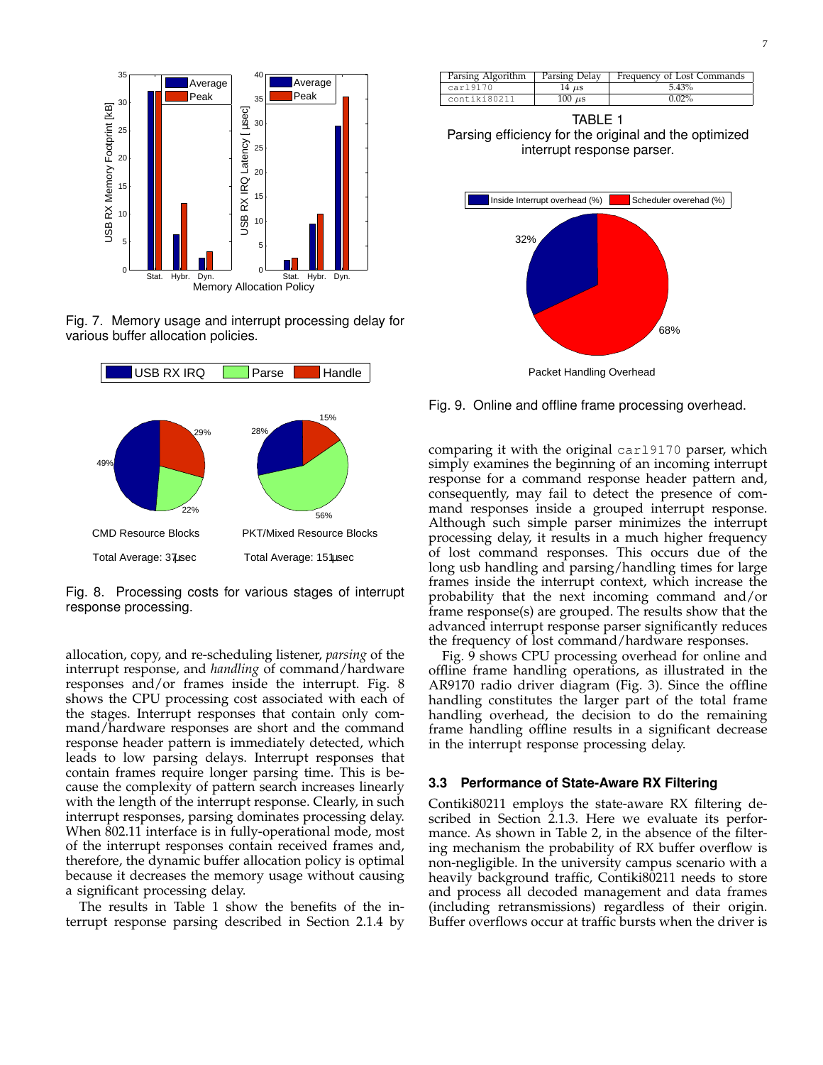Fig. 7. Memory usage and interrupt processing delay for various buffer allocation policies.

Fig. 8. Processing costs for various stages of interrupt response processing.

allocation, copy, and re-scheduling listener, *parsing* of the interrupt response, and *handling* of command/hardware responses and/or frames inside the interrupt. Fig. 8 shows the CPU processing cost associated with each of the stages. Interrupt responses that contain only command/hardware responses are short and the command response header pattern is immediately detected, which leads to low parsing delays. Interrupt responses that contain frames require longer parsing time. This is because the complexity of pattern search increases linearly with the length of the interrupt response. Clearly, in such interrupt responses, parsing dominates processing delay. When 802.11 interface is in fully-operational mode, most of the interrupt responses contain received frames and, therefore, the dynamic buffer allocation policy is optimal because it decreases the memory usage without causing a significant processing delay.

The results in Table 1 show the benefits of the interrupt response parsing described in Section 2.1.4 by

| Parsing Algorithm | Parsing Delay | Frequency of Lost Commands |
|---|---|---|
| `carl9170` | 14 $\mu$s | 5.43% |
| `contiki80211` | 100 $\mu$s | 0.02% |

TABLE 1
Parsing efficiency for the original and the optimized interrupt response parser.

Fig. 9. Online and offline frame processing overhead.

comparing it with the original `carl9170` parser, which simply examines the beginning of an incoming interrupt response for a command response header pattern and, consequently, may fail to detect the presence of command responses inside a grouped interrupt response. Although such simple parser minimizes the interrupt processing delay, it results in a much higher frequency of lost command responses. This occurs due of the long usb handling and parsing/handling times for large frames inside the interrupt context, which increase the probability that the next incoming command and/or frame response(s) are grouped. The results show that the advanced interrupt response parser significantly reduces the frequency of lost command/hardware responses.

Fig. 9 shows CPU processing overhead for online and offline frame handling operations, as illustrated in the AR9170 radio driver diagram (Fig. 3). Since the offline handling constitutes the larger part of the total frame handling overhead, the decision to do the remaining frame handling offline results in a significant decrease in the interrupt response processing delay.

### 3.3 Performance of State-Aware RX Filtering

Contiki80211 employs the state-aware RX filtering described in Section 2.1.3. Here we evaluate its performance. As shown in Table 2, in the absence of the filtering mechanism the probability of RX buffer overflow is non-negligible. In the university campus scenario with a heavily background traffic, Contiki80211 needs to store and process all decoded management and data frames (including retransmissions) regardless of their origin. Buffer overflows occur at traffic bursts when the driver is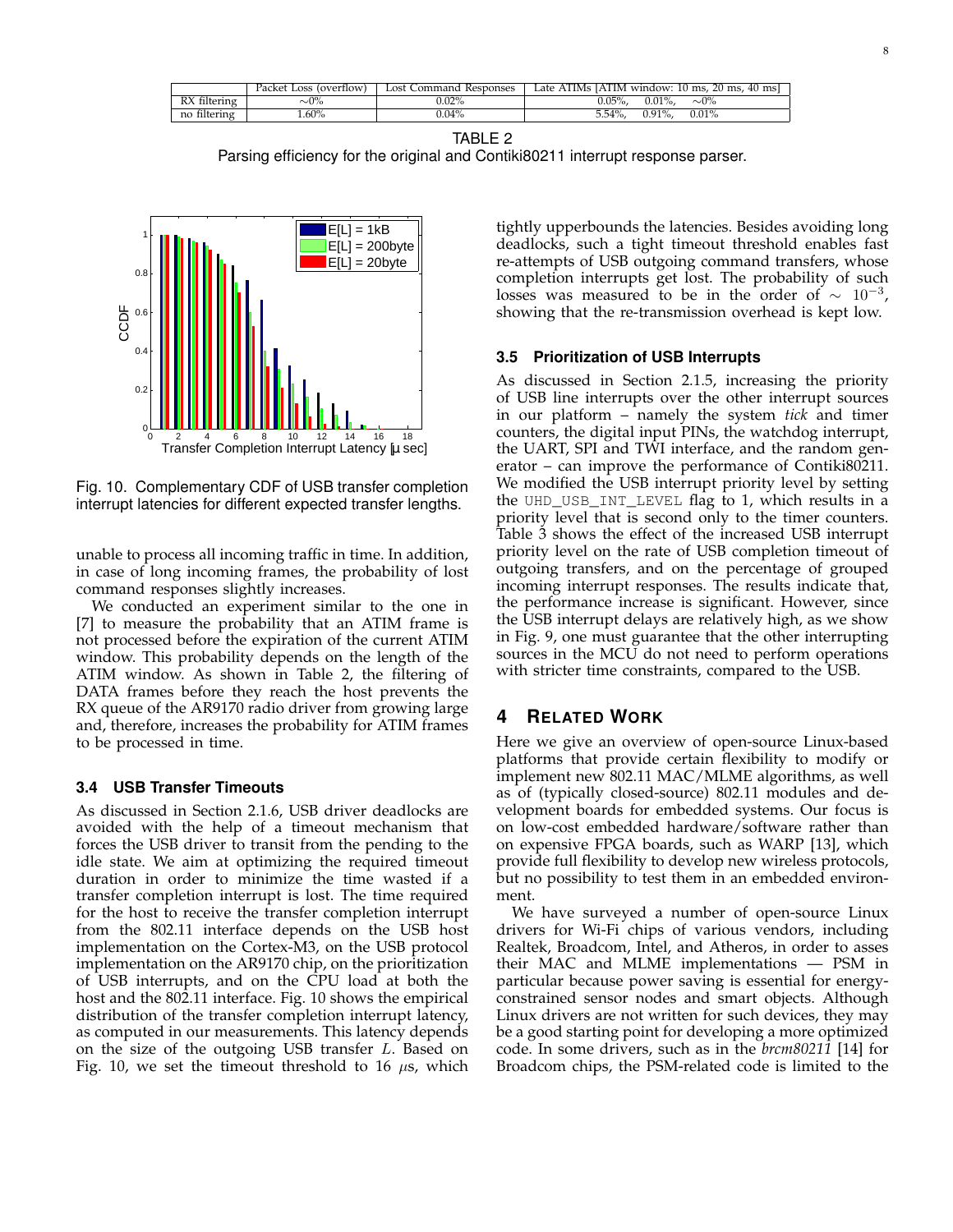| | Packet Loss (overflow) | Lost Command Responses | Late ATIMs [ATIM window: 10 ms, 20 ms, 40 ms] |
|---|---|---|---|
| RX filtering | ∼0% | 0.02% | 0.05%, 0.01%, ∼0% |
| no filtering | 1.60% | 0.04% | 5.54%, 0.91%, 0.01% |

TABLE 2
Parsing efficiency for the original and Contiki80211 interrupt response parser.

Fig. 10. Complementary CDF of USB transfer completion interrupt latencies for different expected transfer lengths.

unable to process all incoming traffic in time. In addition, in case of long incoming frames, the probability of lost command responses slightly increases.

We conducted an experiment similar to the one in [7] to measure the probability that an ATIM frame is not processed before the expiration of the current ATIM window. This probability depends on the length of the ATIM window. As shown in Table 2, the filtering of DATA frames before they reach the host prevents the RX queue of the AR9170 radio driver from growing large and, therefore, increases the probability for ATIM frames to be processed in time.

### 3.4 USB Transfer Timeouts

As discussed in Section 2.1.6, USB driver deadlocks are avoided with the help of a timeout mechanism that forces the USB driver to transit from the pending to the idle state. We aim at optimizing the required timeout duration in order to minimize the time wasted if a transfer completion interrupt is lost. The time required for the host to receive the transfer completion interrupt from the 802.11 interface depends on the USB host implementation on the Cortex-M3, on the USB protocol implementation on the AR9170 chip, on the prioritization of USB interrupts, and on the CPU load at both the host and the 802.11 interface. Fig. 10 shows the empirical distribution of the transfer completion interrupt latency, as computed in our measurements. This latency depends on the size of the outgoing USB transfer $L$. Based on Fig. 10, we set the timeout threshold to 16 $\mu$s, which tightly upperbounds the latencies. Besides avoiding long deadlocks, such a tight timeout threshold enables fast re-attempts of USB outgoing command transfers, whose completion interrupts get lost. The probability of such losses was measured to be in the order of $\sim 10^{-3}$, showing that the re-transmission overhead is kept low.

### 3.5 Prioritization of USB Interrupts

As discussed in Section 2.1.5, increasing the priority of USB line interrupts over the other interrupt sources in our platform – namely the system *tick* and timer counters, the digital input PINs, the watchdog interrupt, the UART, SPI and TWI interface, and the random generator – can improve the performance of Contiki80211. We modified the USB interrupt priority level by setting the `UHD_USB_INT_LEVEL` flag to 1, which results in a priority level that is second only to the timer counters. Table 3 shows the effect of the increased USB interrupt priority level on the rate of USB completion timeout of outgoing transfers, and on the percentage of grouped incoming interrupt responses. The results indicate that, the performance increase is significant. However, since the USB interrupt delays are relatively high, as we show in Fig. 9, one must guarantee that the other interrupting sources in the MCU do not need to perform operations with stricter time constraints, compared to the USB.

## 4 Related Work

Here we give an overview of open-source Linux-based platforms that provide certain flexibility to modify or implement new 802.11 MAC/MLME algorithms, as well as of (typically closed-source) 802.11 modules and development boards for embedded systems. Our focus is on low-cost embedded hardware/software rather than on expensive FPGA boards, such as WARP [13], which provide full flexibility to develop new wireless protocols, but no possibility to test them in an embedded environment.

We have surveyed a number of open-source Linux drivers for Wi-Fi chips of various vendors, including Realtek, Broadcom, Intel, and Atheros, in order to asses their MAC and MLME implementations — PSM in particular because power saving is essential for energy-constrained sensor nodes and smart objects. Although Linux drivers are not written for such devices, they may be a good starting point for developing a more optimized code. In some drivers, such as in the *brcm80211* [14] for Broadcom chips, the PSM-related code is limited to the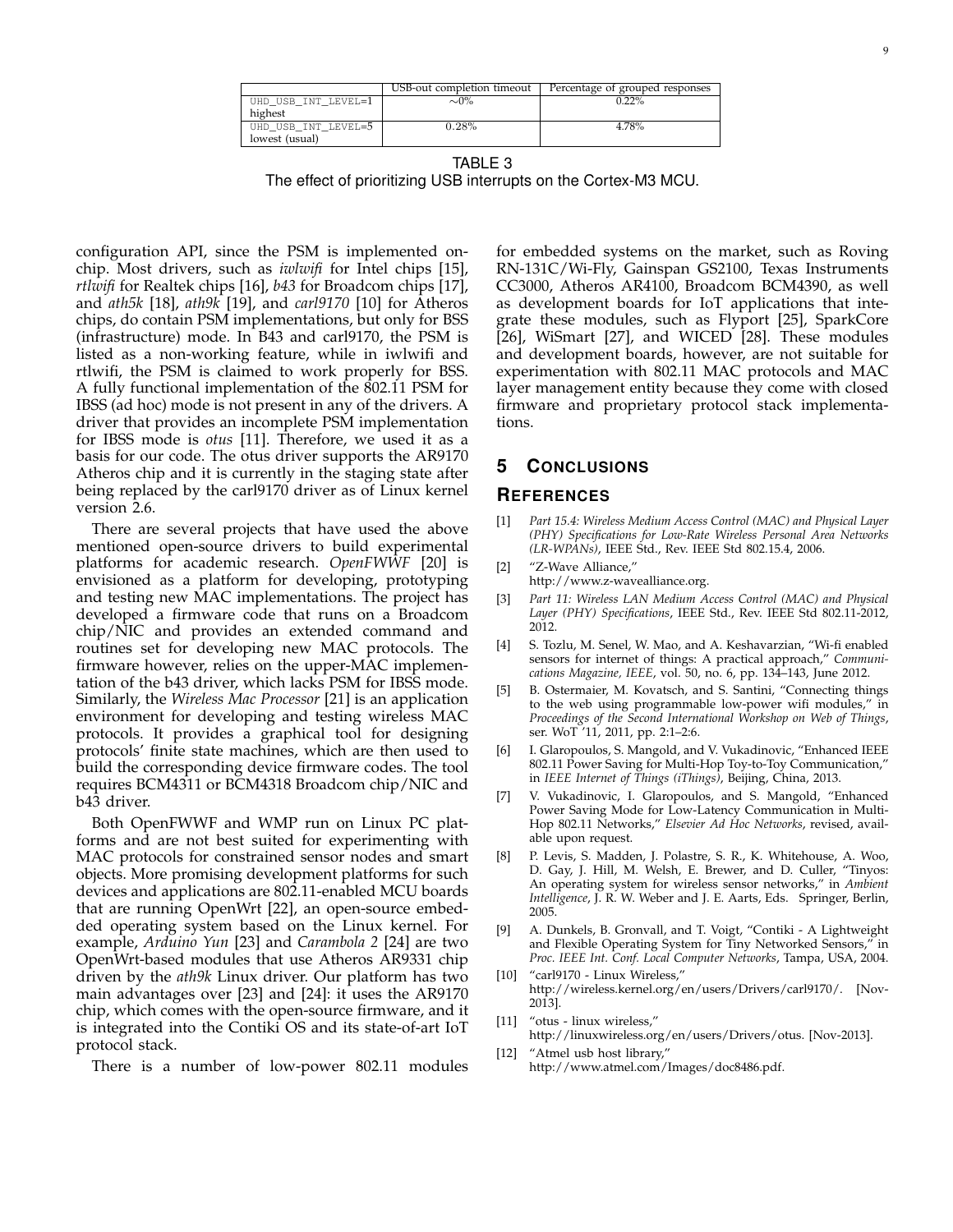| | USB-out completion timeout | Percentage of grouped responses |
|---|---|---|
| UHD_USB_INT_LEVEL=1 highest | ~0% | 0.22% |
| UHD_USB_INT_LEVEL=5 lowest (usual) | 0.28% | 4.78% |

TABLE 3
The effect of prioritizing USB interrupts on the Cortex-M3 MCU.

configuration API, since the PSM is implemented on-chip. Most drivers, such as *iwlwifi* for Intel chips [15], *rtlwifi* for Realtek chips [16], *b43* for Broadcom chips [17], and *ath5k* [18], *ath9k* [19], and *carl9170* [10] for Atheros chips, do contain PSM implementations, but only for BSS (infrastructure) mode. In B43 and carl9170, the PSM is listed as a non-working feature, while in iwlwifi and rtlwifi, the PSM is claimed to work properly for BSS. A fully functional implementation of the 802.11 PSM for IBSS (ad hoc) mode is not present in any of the drivers. A driver that provides an incomplete PSM implementation for IBSS mode is *otus* [11]. Therefore, we used it as a basis for our code. The otus driver supports the AR9170 Atheros chip and it is currently in the staging state after being replaced by the carl9170 driver as of Linux kernel version 2.6.

There are several projects that have used the above mentioned open-source drivers to build experimental platforms for academic research. *OpenFWWF* [20] is envisioned as a platform for developing, prototyping and testing new MAC implementations. The project has developed a firmware code that runs on a Broadcom chip/NIC and provides an extended command and routines set for developing new MAC protocols. The firmware however, relies on the upper-MAC implementation of the b43 driver, which lacks PSM for IBSS mode. Similarly, the *Wireless Mac Processor* [21] is an application environment for developing and testing wireless MAC protocols. It provides a graphical tool for designing protocols' finite state machines, which are then used to build the corresponding device firmware codes. The tool requires BCM4311 or BCM4318 Broadcom chip/NIC and b43 driver.

Both OpenFWWF and WMP run on Linux PC platforms and are not best suited for experimenting with MAC protocols for constrained sensor nodes and smart objects. More promising development platforms for such devices and applications are 802.11-enabled MCU boards that are running OpenWrt [22], an open-source embedded operating system based on the Linux kernel. For example, *Arduino Yun* [23] and *Carambola 2* [24] are two OpenWrt-based modules that use Atheros AR9331 chip driven by the *ath9k* Linux driver. Our platform has two main advantages over [23] and [24]: it uses the AR9170 chip, which comes with the open-source firmware, and it is integrated into the Contiki OS and its state-of-art IoT protocol stack.

There is a number of low-power 802.11 modules for embedded systems on the market, such as Roving RN-131C/Wi-Fly, Gainspan GS2100, Texas Instruments CC3000, Atheros AR4100, Broadcom BCM4390, as well as development boards for IoT applications that integrate these modules, such as Flyport [25], SparkCore [26], WiSmart [27], and WICED [28]. These modules and development boards, however, are not suitable for experimentation with 802.11 MAC protocols and MAC layer management entity because they come with closed firmware and proprietary protocol stack implementations.

## 5 Conclusions

## References

[1] *Part 15.4: Wireless Medium Access Control (MAC) and Physical Layer (PHY) Specifications for Low-Rate Wireless Personal Area Networks (LR-WPANs)*, IEEE Std., Rev. IEEE Std 802.15.4, 2006.

[2] "Z-Wave Alliance," http://www.z-wavealliance.org.

[3] *Part 11: Wireless LAN Medium Access Control (MAC) and Physical Layer (PHY) Specifications*, IEEE Std., Rev. IEEE Std 802.11-2012, 2012.

[4] S. Tozlu, M. Senel, W. Mao, and A. Keshavarzian, "Wi-fi enabled sensors for internet of things: A practical approach," *Communications Magazine, IEEE*, vol. 50, no. 6, pp. 134–143, June 2012.

[5] B. Ostermaier, M. Kovatsch, and S. Santini, "Connecting things to the web using programmable low-power wifi modules," in *Proceedings of the Second International Workshop on Web of Things*, ser. WoT '11, 2011, pp. 2:1–2:6.

[6] I. Glaropoulos, S. Mangold, and V. Vukadinovic, "Enhanced IEEE 802.11 Power Saving for Multi-Hop Toy-to-Toy Communication," in *IEEE Internet of Things (iThings)*, Beijing, China, 2013.

[7] V. Vukadinovic, I. Glaropoulos, and S. Mangold, "Enhanced Power Saving Mode for Low-Latency Communication in Multi-Hop 802.11 Networks," *Elsevier Ad Hoc Networks*, revised, available upon request.

[8] P. Levis, S. Madden, J. Polastre, S. R., K. Whitehouse, A. Woo, D. Gay, J. Hill, M. Welsh, E. Brewer, and D. Culler, "Tinyos: An operating system for wireless sensor networks," in *Ambient Intelligence*, J. R. W. Weber and J. E. Aarts, Eds. Springer, Berlin, 2005.

[9] A. Dunkels, B. Gronvall, and T. Voigt, "Contiki - A Lightweight and Flexible Operating System for Tiny Networked Sensors," in *Proc. IEEE Int. Conf. Local Computer Networks*, Tampa, USA, 2004.

[10] "carl9170 - Linux Wireless," http://wireless.kernel.org/en/users/Drivers/carl9170/. [Nov-2013].

[11] "otus - linux wireless," http://linuxwireless.org/en/users/Drivers/otus. [Nov-2013].

[12] "Atmel usb host library," http://www.atmel.com/Images/doc8486.pdf.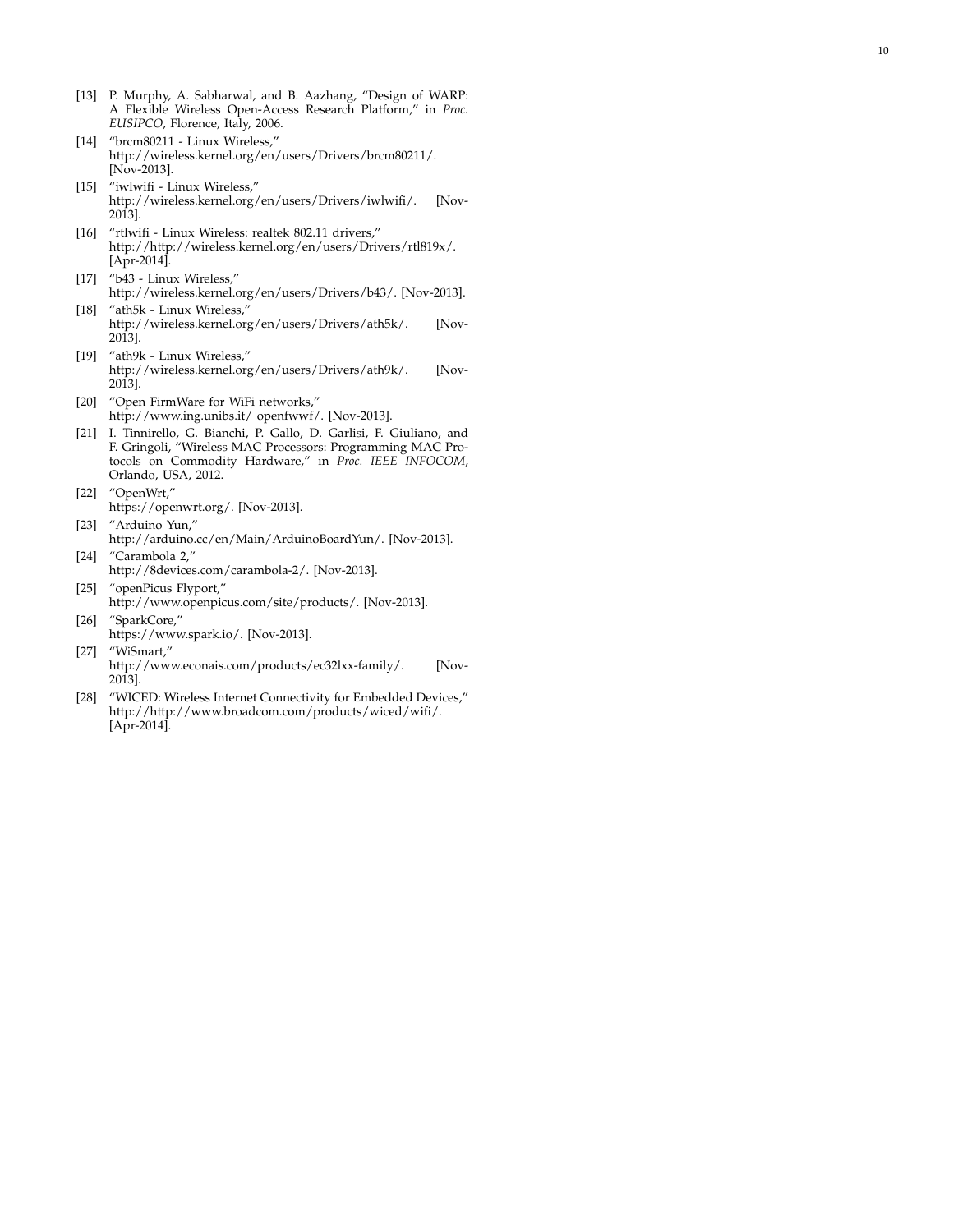[13] P. Murphy, A. Sabharwal, and B. Aazhang, "Design of WARP: A Flexible Wireless Open-Access Research Platform," in *Proc. EUSIPCO*, Florence, Italy, 2006.

[14] "brcm80211 - Linux Wireless," http://wireless.kernel.org/en/users/Drivers/brcm80211/. [Nov-2013].

[15] "iwlwifi - Linux Wireless," http://wireless.kernel.org/en/users/Drivers/iwlwifi/. [Nov-2013].

[16] "rtlwifi - Linux Wireless: realtek 802.11 drivers," http://http://wireless.kernel.org/en/users/Drivers/rtl819x/. [Apr-2014].

[17] "b43 - Linux Wireless," http://wireless.kernel.org/en/users/Drivers/b43/. [Nov-2013].

[18] "ath5k - Linux Wireless," http://wireless.kernel.org/en/users/Drivers/ath5k/. [Nov-2013].

[19] "ath9k - Linux Wireless," http://wireless.kernel.org/en/users/Drivers/ath9k/. [Nov-2013].

[20] "Open FirmWare for WiFi networks," http://www.ing.unibs.it/ openfwwf/. [Nov-2013].

[21] I. Tinnirello, G. Bianchi, P. Gallo, D. Garlisi, F. Giuliano, and F. Gringoli, "Wireless MAC Processors: Programming MAC Protocols on Commodity Hardware," in *Proc. IEEE INFOCOM*, Orlando, USA, 2012.

[22] "OpenWrt," https://openwrt.org/. [Nov-2013].

[23] "Arduino Yun," http://arduino.cc/en/Main/ArduinoBoardYun/. [Nov-2013].

[24] "Carambola 2," http://8devices.com/carambola-2/. [Nov-2013].

[25] "openPicus Flyport," http://www.openpicus.com/site/products/. [Nov-2013].

[26] "SparkCore," https://www.spark.io/. [Nov-2013].

[27] "WiSmart," http://www.econais.com/products/ec32lxx-family/. [Nov-2013].

[28] "WICED: Wireless Internet Connectivity for Embedded Devices," http://http://www.broadcom.com/products/wiced/wifi/. [Apr-2014].